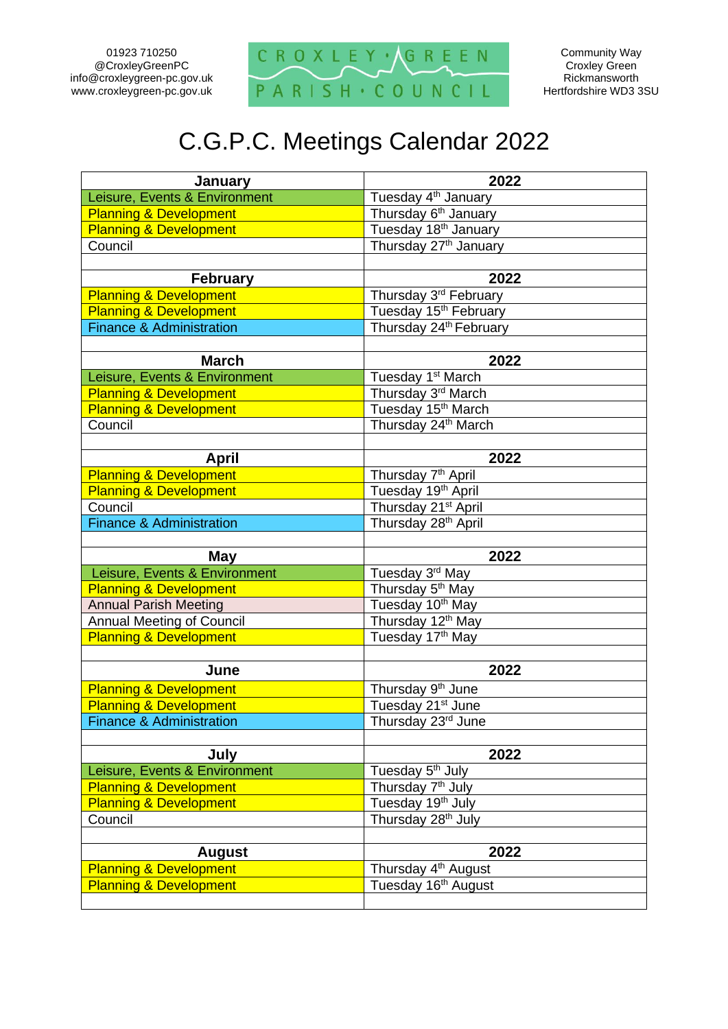01923 710250
@CroxleyGreenPC
info@croxleygreen-pc.gov.uk
www.croxleygreen-pc.gov.uk

CROXLEY GREEN PARISH COUNCIL

Community Way
Croxley Green
Rickmansworth
Hertfordshire WD3 3SU

# C.G.P.C. Meetings Calendar 2022

| **January** | **2022** |
|---|---|
| Leisure, Events & Environment | Tuesday 4th January |
| Planning & Development | Thursday 6th January |
| Planning & Development | Tuesday 18th January |
| Council | Thursday 27th January |
| | |
| **February** | **2022** |
| Planning & Development | Thursday 3rd February |
| Planning & Development | Tuesday 15th February |
| Finance & Administration | Thursday 24th February |
| | |
| **March** | **2022** |
| Leisure, Events & Environment | Tuesday 1st March |
| Planning & Development | Thursday 3rd March |
| Planning & Development | Tuesday 15th March |
| Council | Thursday 24th March |
| | |
| **April** | **2022** |
| Planning & Development | Thursday 7th April |
| Planning & Development | Tuesday 19th April |
| Council | Thursday 21st April |
| Finance & Administration | Thursday 28th April |
| | |
| **May** | **2022** |
| Leisure, Events & Environment | Tuesday 3rd May |
| Planning & Development | Thursday 5th May |
| Annual Parish Meeting | Tuesday 10th May |
| Annual Meeting of Council | Thursday 12th May |
| Planning & Development | Tuesday 17th May |
| | |
| **June** | **2022** |
| Planning & Development | Thursday 9th June |
| Planning & Development | Tuesday 21st June |
| Finance & Administration | Thursday 23rd June |
| | |
| **July** | **2022** |
| Leisure, Events & Environment | Tuesday 5th July |
| Planning & Development | Thursday 7th July |
| Planning & Development | Tuesday 19th July |
| Council | Thursday 28th July |
| | |
| **August** | **2022** |
| Planning & Development | Thursday 4th August |
| Planning & Development | Tuesday 16th August |
| | |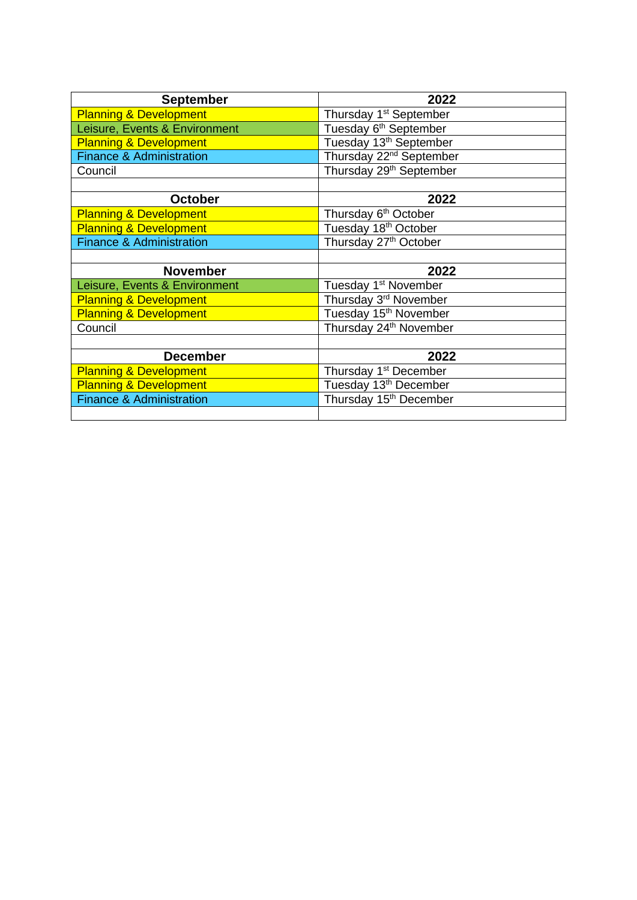| September | 2022 |
|---|---|
| Planning & Development | Thursday 1st September |
| Leisure, Events & Environment | Tuesday 6th September |
| Planning & Development | Tuesday 13th September |
| Finance & Administration | Thursday 22nd September |
| Council | Thursday 29th September |
| | |
| **October** | **2022** |
| Planning & Development | Thursday 6th October |
| Planning & Development | Tuesday 18th October |
| Finance & Administration | Thursday 27th October |
| | |
| **November** | **2022** |
| Leisure, Events & Environment | Tuesday 1st November |
| Planning & Development | Thursday 3rd November |
| Planning & Development | Tuesday 15th November |
| Council | Thursday 24th November |
| | |
| **December** | **2022** |
| Planning & Development | Thursday 1st December |
| Planning & Development | Tuesday 13th December |
| Finance & Administration | Thursday 15th December |
| | |